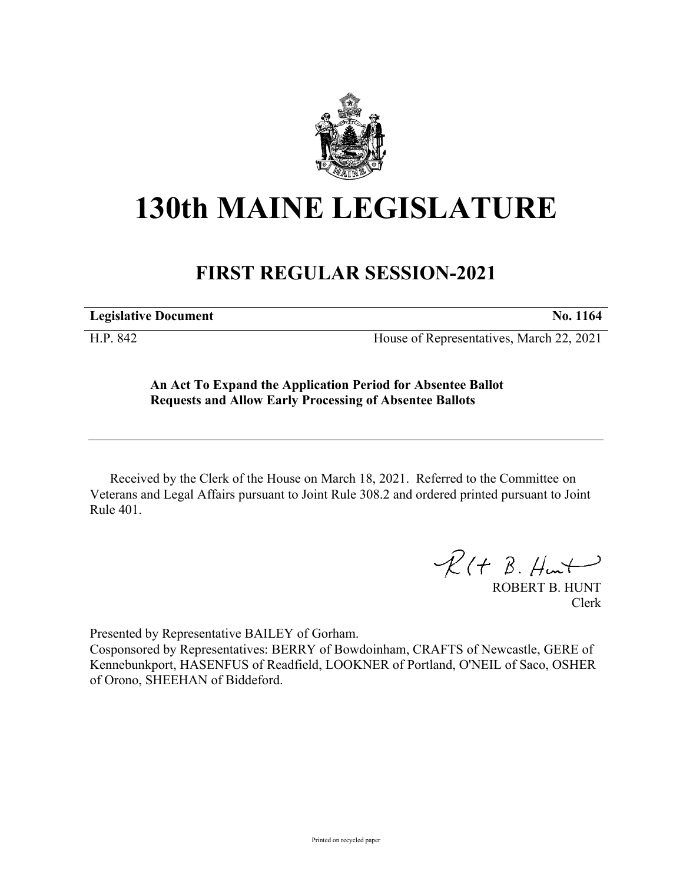# 130th MAINE LEGISLATURE

## FIRST REGULAR SESSION-2021

| **Legislative Document** | **No. 1164** |
|---|---|
| H.P. 842 | House of Representatives, March 22, 2021 |

**An Act To Expand the Application Period for Absentee Ballot Requests and Allow Early Processing of Absentee Ballots**

Received by the Clerk of the House on March 18, 2021. Referred to the Committee on Veterans and Legal Affairs pursuant to Joint Rule 308.2 and ordered printed pursuant to Joint Rule 401.

ROBERT B. HUNT
Clerk

Presented by Representative BAILEY of Gorham.
Cosponsored by Representatives: BERRY of Bowdoinham, CRAFTS of Newcastle, GERE of Kennebunkport, HASENFUS of Readfield, LOOKNER of Portland, O'NEIL of Saco, OSHER of Orono, SHEEHAN of Biddeford.

Printed on recycled paper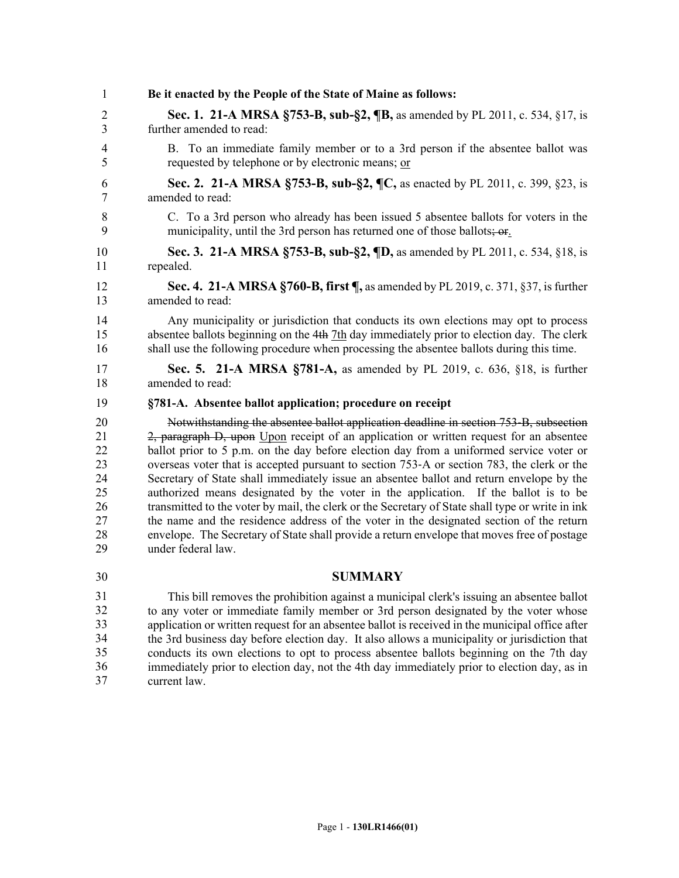**Be it enacted by the People of the State of Maine as follows:**

**Sec. 1. 21-A MRSA §753-B, sub-§2, ¶B,** as amended by PL 2011, c. 534, §17, is further amended to read:

B. To an immediate family member or to a 3rd person if the absentee ballot was requested by telephone or by electronic means; <u>or</u>

**Sec. 2. 21-A MRSA §753-B, sub-§2, ¶C,** as enacted by PL 2011, c. 399, §23, is amended to read:

C. To a 3rd person who already has been issued 5 absentee ballots for voters in the municipality, until the 3rd person has returned one of those ballots~~; or~~.

**Sec. 3. 21-A MRSA §753-B, sub-§2, ¶D,** as amended by PL 2011, c. 534, §18, is repealed.

**Sec. 4. 21-A MRSA §760-B, first ¶,** as amended by PL 2019, c. 371, §37, is further amended to read:

Any municipality or jurisdiction that conducts its own elections may opt to process absentee ballots beginning on the ~~4th~~ <u>7th</u> day immediately prior to election day. The clerk shall use the following procedure when processing the absentee ballots during this time.

**Sec. 5. 21-A MRSA §781-A,** as amended by PL 2019, c. 636, §18, is further amended to read:

**§781-A. Absentee ballot application; procedure on receipt**

~~Notwithstanding the absentee ballot application deadline in section 753-B, subsection 2, paragraph D, upon~~ <u>Upon</u> receipt of an application or written request for an absentee ballot prior to 5 p.m. on the day before election day from a uniformed service voter or overseas voter that is accepted pursuant to section 753-A or section 783, the clerk or the Secretary of State shall immediately issue an absentee ballot and return envelope by the authorized means designated by the voter in the application. If the ballot is to be transmitted to the voter by mail, the clerk or the Secretary of State shall type or write in ink the name and the residence address of the voter in the designated section of the return envelope. The Secretary of State shall provide a return envelope that moves free of postage under federal law.

## SUMMARY

This bill removes the prohibition against a municipal clerk's issuing an absentee ballot to any voter or immediate family member or 3rd person designated by the voter whose application or written request for an absentee ballot is received in the municipal office after the 3rd business day before election day. It also allows a municipality or jurisdiction that conducts its own elections to opt to process absentee ballots beginning on the 7th day immediately prior to election day, not the 4th day immediately prior to election day, as in current law.